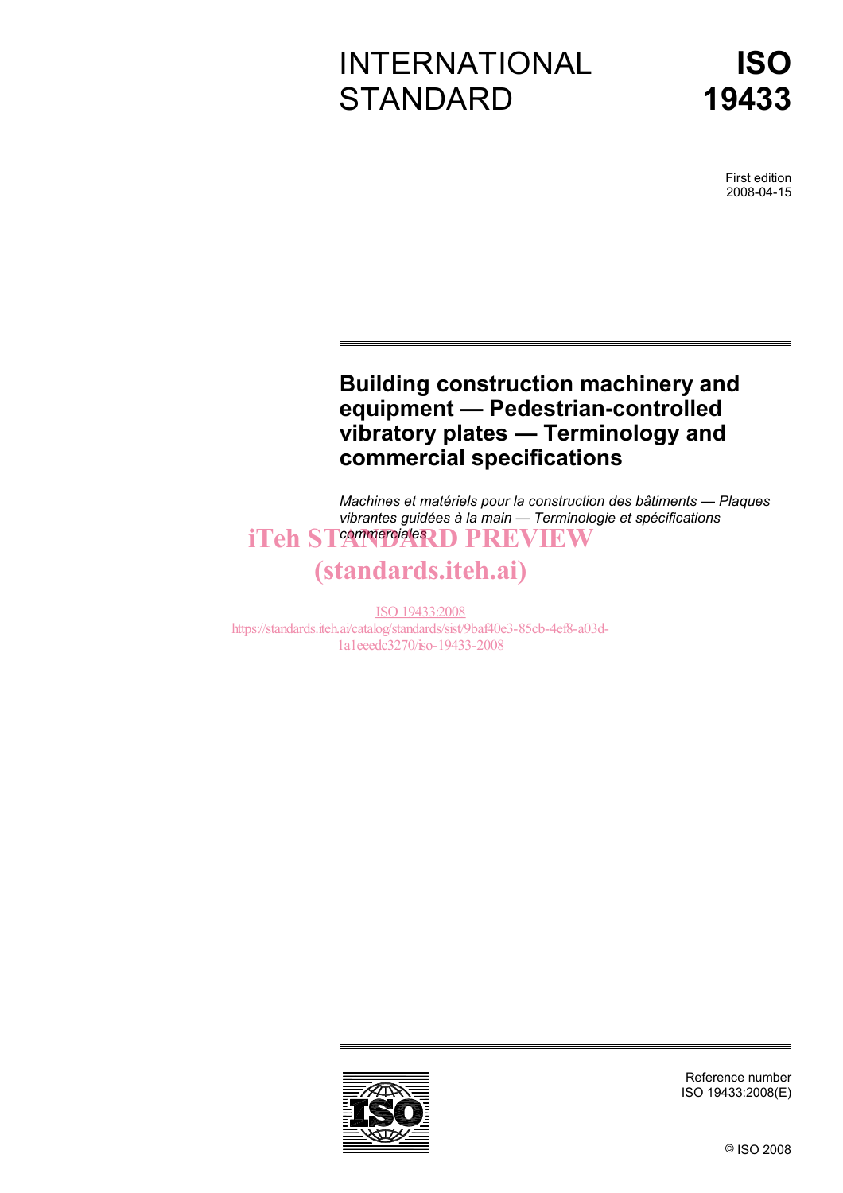# INTERNATIONAL STANDARD

# ISO 19433

First edition
2008-04-15

## Building construction machinery and equipment — Pedestrian-controlled vibratory plates — Terminology and commercial specifications

*Machines et matériels pour la construction des bâtiments — Plaques vibrantes guidées à la main — Terminologie et spécifications commerciales*

iTeh STANDARD PREVIEW
(standards.iteh.ai)

ISO 19433:2008
https://standards.iteh.ai/catalog/standards/sist/9baf40e3-85cb-4ef8-a03d-1a1eeedc3270/iso-19433-2008

Reference number
ISO 19433:2008(E)

© ISO 2008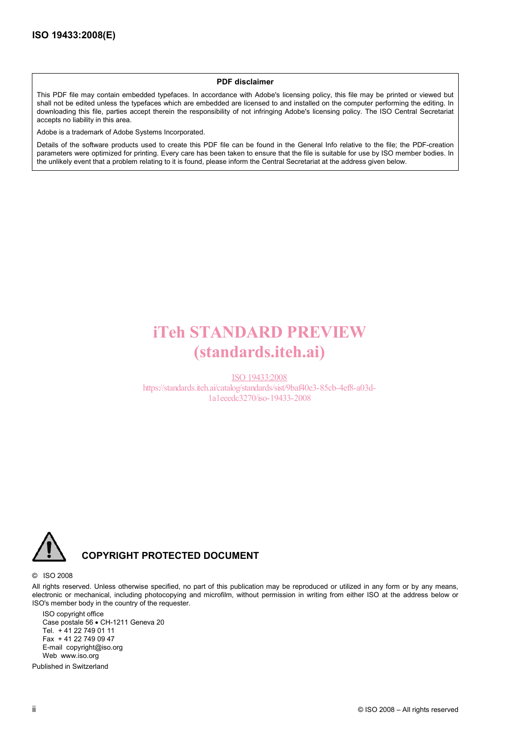**PDF disclaimer**

This PDF file may contain embedded typefaces. In accordance with Adobe's licensing policy, this file may be printed or viewed but shall not be edited unless the typefaces which are embedded are licensed to and installed on the computer performing the editing. In downloading this file, parties accept therein the responsibility of not infringing Adobe's licensing policy. The ISO Central Secretariat accepts no liability in this area.

Adobe is a trademark of Adobe Systems Incorporated.

Details of the software products used to create this PDF file can be found in the General Info relative to the file; the PDF-creation parameters were optimized for printing. Every care has been taken to ensure that the file is suitable for use by ISO member bodies. In the unlikely event that a problem relating to it is found, please inform the Central Secretariat at the address given below.

iTeh STANDARD PREVIEW
(standards.iteh.ai)

ISO 19433:2008
https://standards.iteh.ai/catalog/standards/sist/9baf40e3-85cb-4ef8-a03d-1a1eeedc3270/iso-19433-2008

**COPYRIGHT PROTECTED DOCUMENT**

© ISO 2008

All rights reserved. Unless otherwise specified, no part of this publication may be reproduced or utilized in any form or by any means, electronic or mechanical, including photocopying and microfilm, without permission in writing from either ISO at the address below or ISO's member body in the country of the requester.

ISO copyright office
Case postale 56 • CH-1211 Geneva 20
Tel. + 41 22 749 01 11
Fax + 41 22 749 09 47
E-mail copyright@iso.org
Web www.iso.org

Published in Switzerland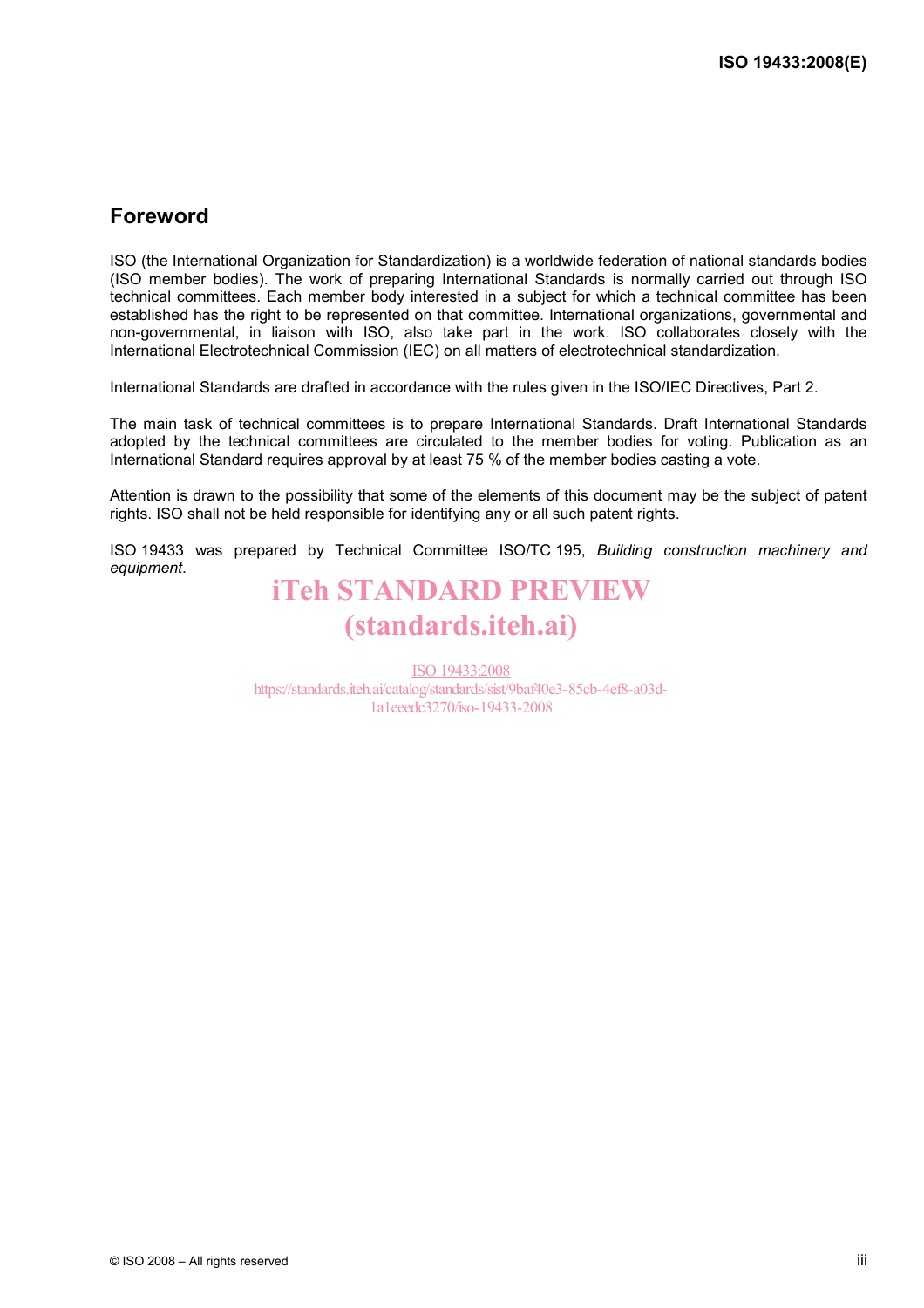## Foreword

ISO (the International Organization for Standardization) is a worldwide federation of national standards bodies (ISO member bodies). The work of preparing International Standards is normally carried out through ISO technical committees. Each member body interested in a subject for which a technical committee has been established has the right to be represented on that committee. International organizations, governmental and non-governmental, in liaison with ISO, also take part in the work. ISO collaborates closely with the International Electrotechnical Commission (IEC) on all matters of electrotechnical standardization.

International Standards are drafted in accordance with the rules given in the ISO/IEC Directives, Part 2.

The main task of technical committees is to prepare International Standards. Draft International Standards adopted by the technical committees are circulated to the member bodies for voting. Publication as an International Standard requires approval by at least 75 % of the member bodies casting a vote.

Attention is drawn to the possibility that some of the elements of this document may be the subject of patent rights. ISO shall not be held responsible for identifying any or all such patent rights.

ISO 19433 was prepared by Technical Committee ISO/TC 195, *Building construction machinery and equipment*.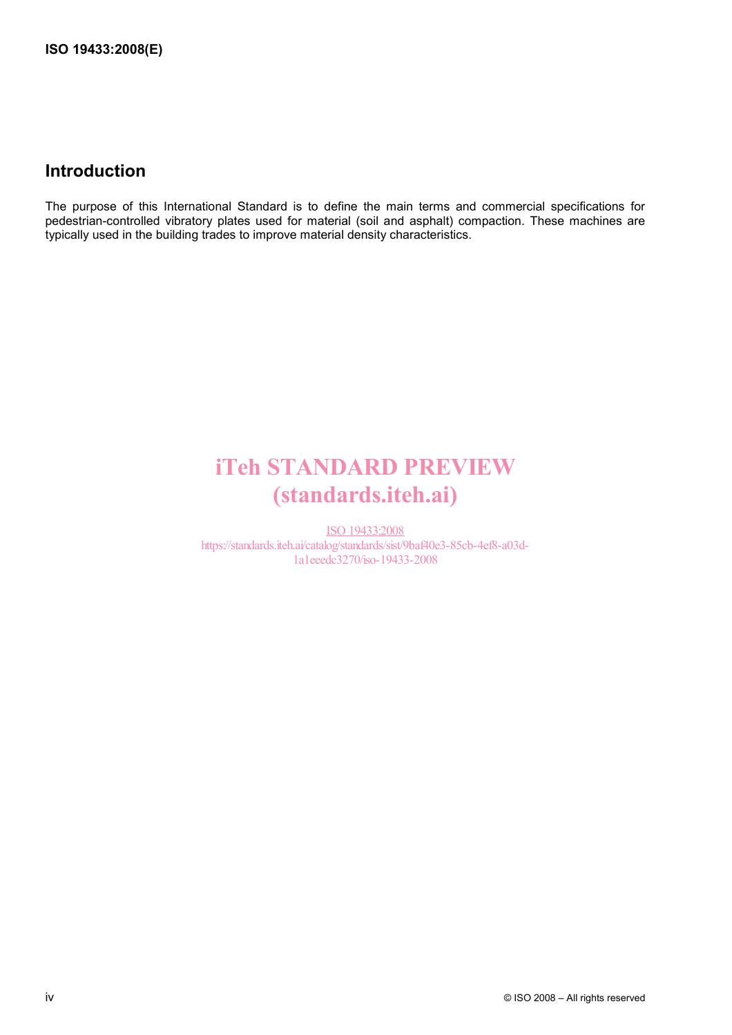## Introduction

The purpose of this International Standard is to define the main terms and commercial specifications for pedestrian-controlled vibratory plates used for material (soil and asphalt) compaction. These machines are typically used in the building trades to improve material density characteristics.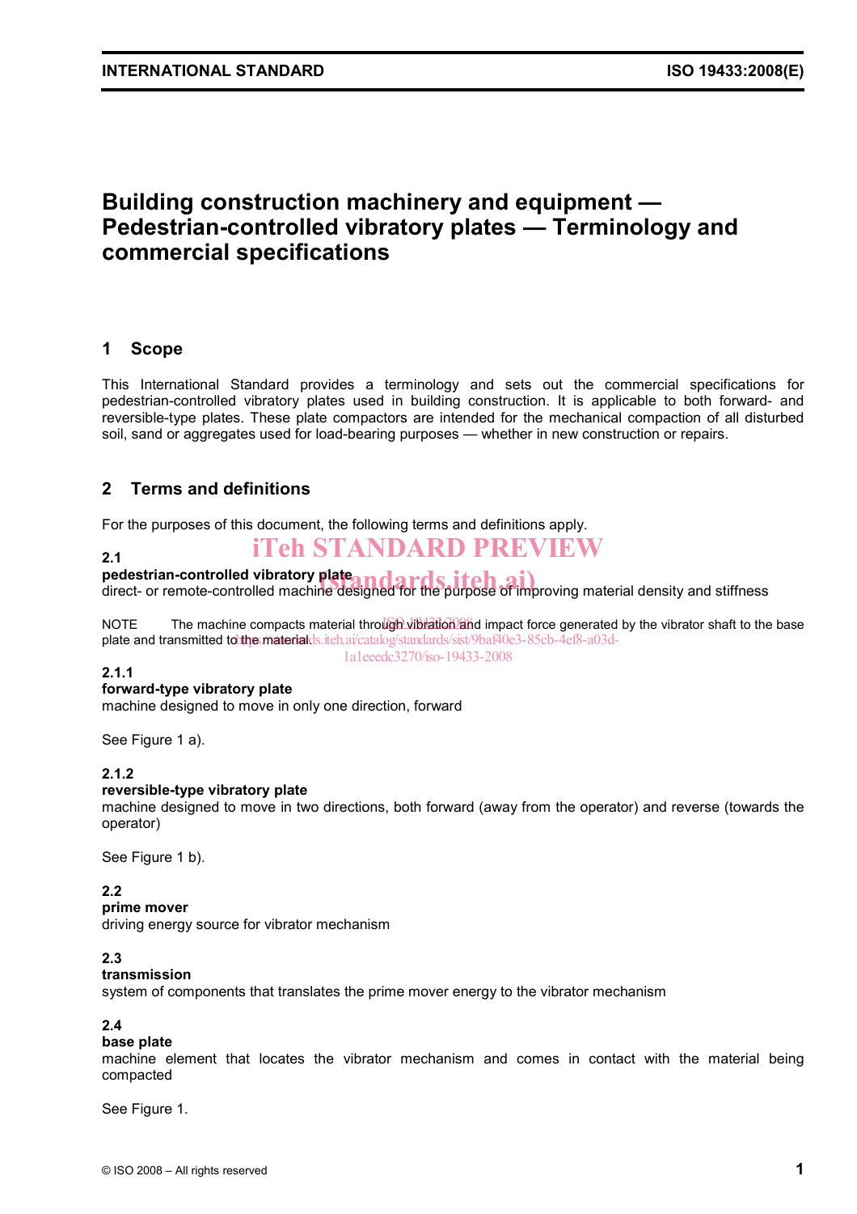# Building construction machinery and equipment — Pedestrian-controlled vibratory plates — Terminology and commercial specifications

## 1 Scope

This International Standard provides a terminology and sets out the commercial specifications for pedestrian-controlled vibratory plates used in building construction. It is applicable to both forward- and reversible-type plates. These plate compactors are intended for the mechanical compaction of all disturbed soil, sand or aggregates used for load-bearing purposes — whether in new construction or repairs.

## 2 Terms and definitions

For the purposes of this document, the following terms and definitions apply.

**2.1**
**pedestrian-controlled vibratory plate**
direct- or remote-controlled machine designed for the purpose of improving material density and stiffness

NOTE The machine compacts material through vibration and impact force generated by the vibrator shaft to the base plate and transmitted to the material.

**2.1.1**
**forward-type vibratory plate**
machine designed to move in only one direction, forward

See Figure 1 a).

**2.1.2**
**reversible-type vibratory plate**
machine designed to move in two directions, both forward (away from the operator) and reverse (towards the operator)

See Figure 1 b).

**2.2**
**prime mover**
driving energy source for vibrator mechanism

**2.3**
**transmission**
system of components that translates the prime mover energy to the vibrator mechanism

**2.4**
**base plate**
machine element that locates the vibrator mechanism and comes in contact with the material being compacted

See Figure 1.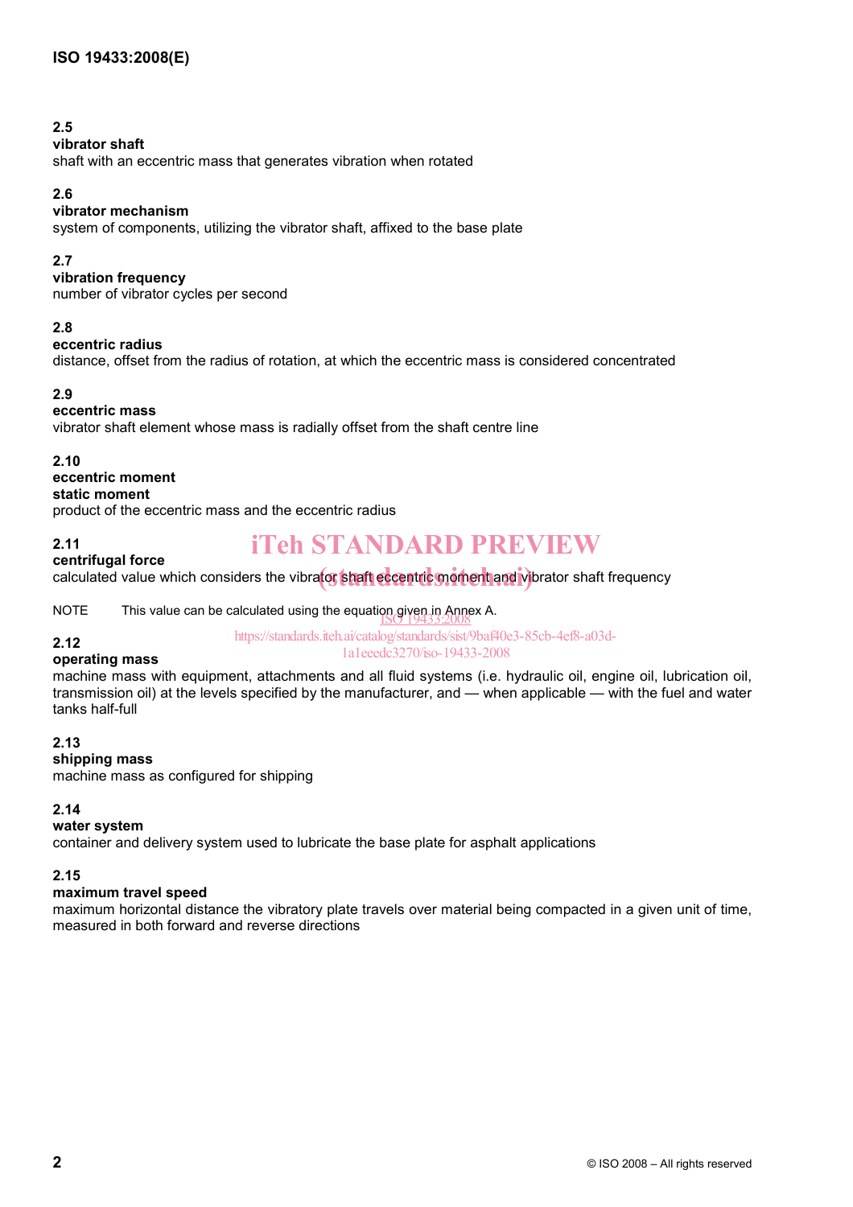**2.5**
**vibrator shaft**
shaft with an eccentric mass that generates vibration when rotated

**2.6**
**vibrator mechanism**
system of components, utilizing the vibrator shaft, affixed to the base plate

**2.7**
**vibration frequency**
number of vibrator cycles per second

**2.8**
**eccentric radius**
distance, offset from the radius of rotation, at which the eccentric mass is considered concentrated

**2.9**
**eccentric mass**
vibrator shaft element whose mass is radially offset from the shaft centre line

**2.10**
**eccentric moment**
**static moment**
product of the eccentric mass and the eccentric radius

**2.11**
**centrifugal force**
calculated value which considers the vibrator shaft eccentric moment and vibrator shaft frequency

NOTE This value can be calculated using the equation given in Annex A.

**2.12**
**operating mass**
machine mass with equipment, attachments and all fluid systems (i.e. hydraulic oil, engine oil, lubrication oil, transmission oil) at the levels specified by the manufacturer, and — when applicable — with the fuel and water tanks half-full

**2.13**
**shipping mass**
machine mass as configured for shipping

**2.14**
**water system**
container and delivery system used to lubricate the base plate for asphalt applications

**2.15**
**maximum travel speed**
maximum horizontal distance the vibratory plate travels over material being compacted in a given unit of time, measured in both forward and reverse directions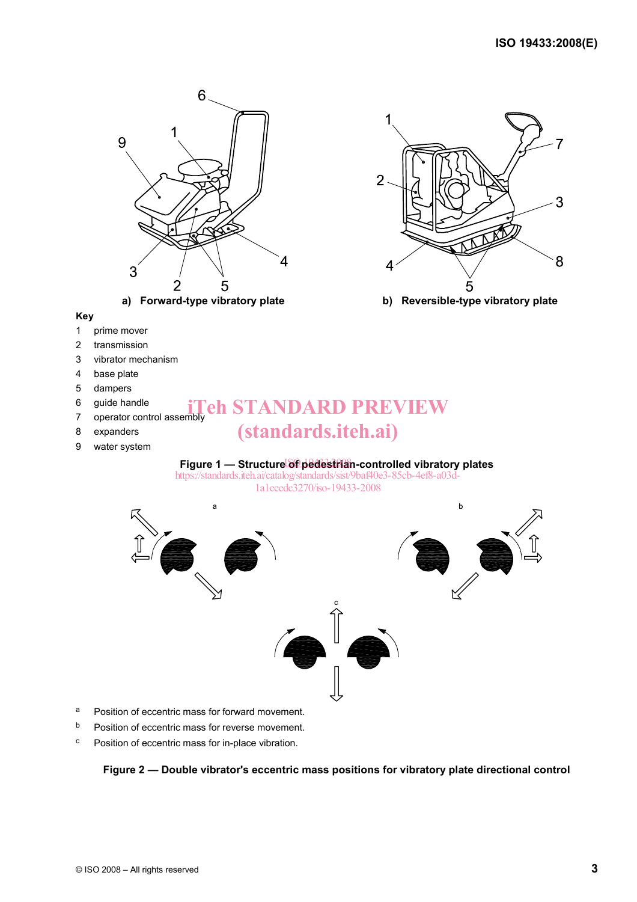a) **Forward-type vibratory plate**

b) **Reversible-type vibratory plate**

**Key**

1 prime mover
2 transmission
3 vibrator mechanism
4 base plate
5 dampers
6 guide handle
7 operator control assembly
8 expanders
9 water system

**Figure 1 — Structure of pedestrian-controlled vibratory plates**

a Position of eccentric mass for forward movement.

b Position of eccentric mass for reverse movement.

c Position of eccentric mass for in-place vibration.

**Figure 2 — Double vibrator's eccentric mass positions for vibratory plate directional control**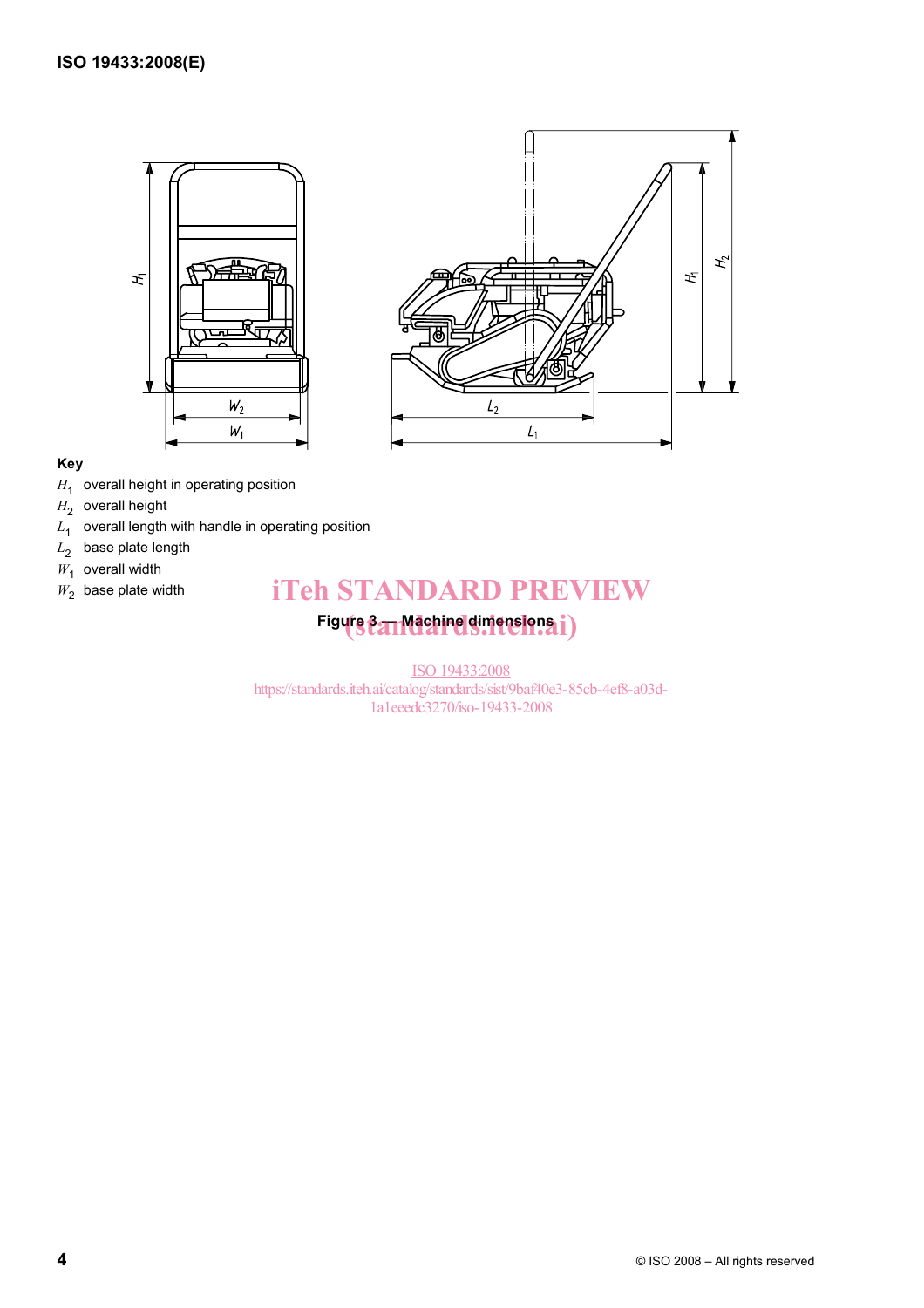**Key**

$H_1$ overall height in operating position

$H_2$ overall height

$L_1$ overall length with handle in operating position

$L_2$ base plate length

$W_1$ overall width

$W_2$ base plate width

**Figure 3 — Machine dimensions**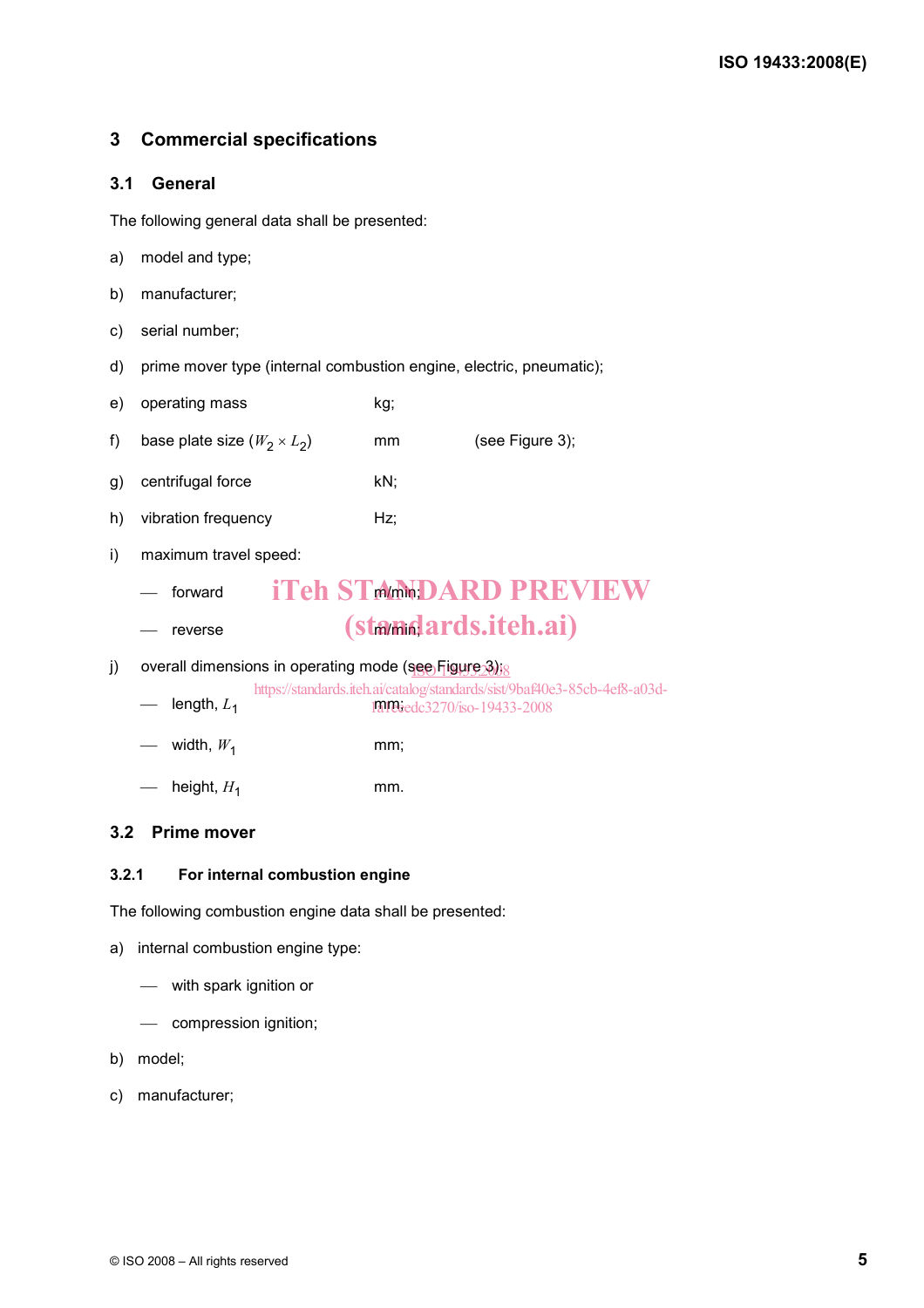## 3 Commercial specifications

### 3.1 General

The following general data shall be presented:

a) model and type;

b) manufacturer;

c) serial number;

d) prime mover type (internal combustion engine, electric, pneumatic);

e) operating mass kg;

f) base plate size ($W_2 \times L_2$) mm (see Figure 3);

g) centrifugal force kN;

h) vibration frequency Hz;

i) maximum travel speed:

— forward m/min;

— reverse m/min;

j) overall dimensions in operating mode (see Figure 3):

— length, $L_1$ mm;

— width, $W_1$ mm;

— height, $H_1$ mm.

### 3.2 Prime mover

#### 3.2.1 For internal combustion engine

The following combustion engine data shall be presented:

a) internal combustion engine type:

— with spark ignition or

— compression ignition;

b) model;

c) manufacturer;